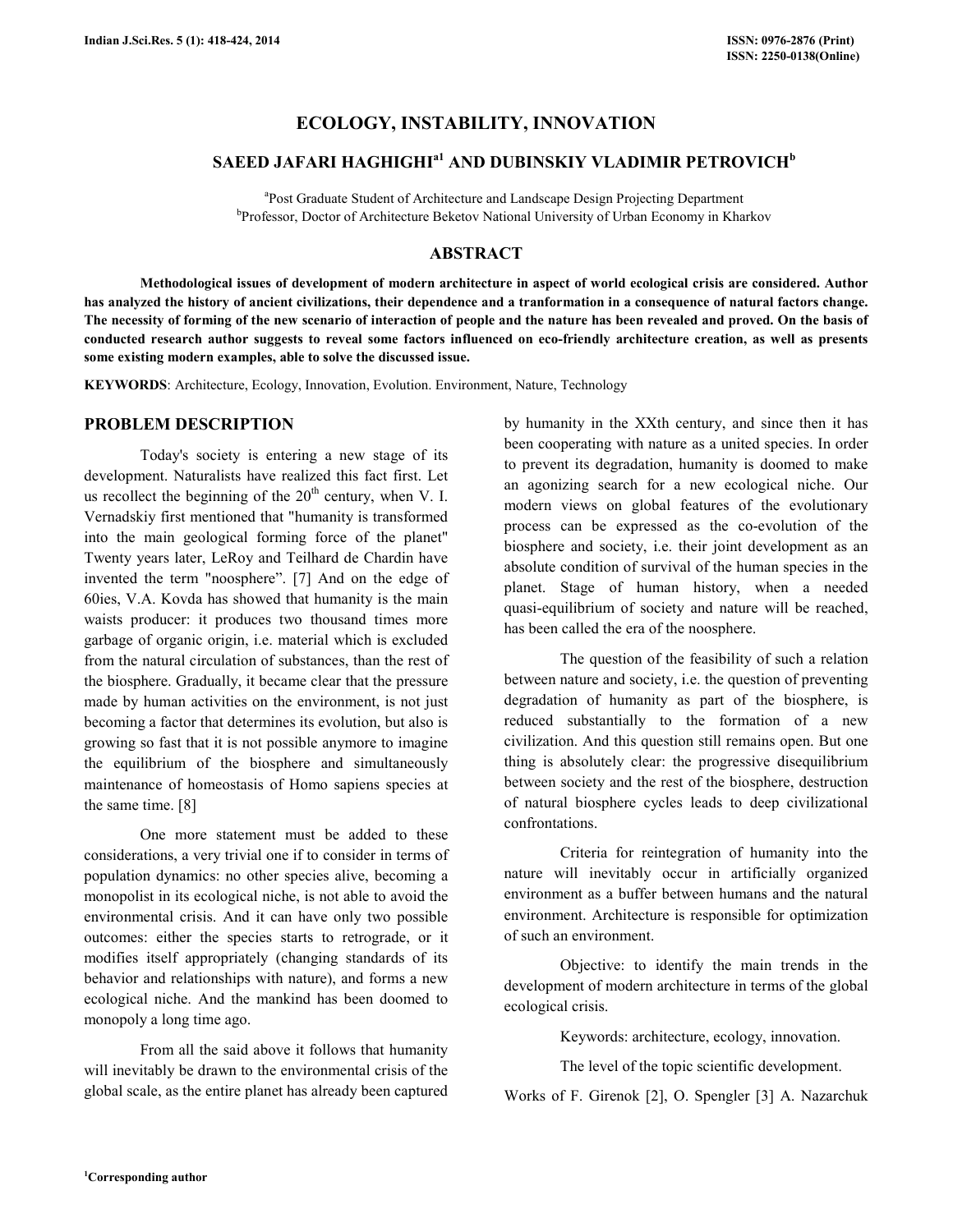# ECOLOGY, INSTABILITY, INNOVATION

## SAEED JAFARI HAGHIGHI[a1] AND DUBINSKIY VLADIMIR PETROVICH[b]

[a]Post Graduate Student of Architecture and Landscape Design Projecting Department
[b]Professor, Doctor of Architecture Beketov National University of Urban Economy in Kharkov

## ABSTRACT

**Methodological issues of development of modern architecture in aspect of world ecological crisis are considered. Author has analyzed the history of ancient civilizations, their dependence and a tranformation in a consequence of natural factors change. The necessity of forming of the new scenario of interaction of people and the nature has been revealed and proved. On the basis of conducted research author suggests to reveal some factors influenced on eco-friendly architecture creation, as well as presents some existing modern examples, able to solve the discussed issue.**

**KEYWORDS**: Architecture, Ecology, Innovation, Evolution. Environment, Nature, Technology

## PROBLEM DESCRIPTION

Today's society is entering a new stage of its development. Naturalists have realized this fact first. Let us recollect the beginning of the 20th century, when V. I. Vernadskiy first mentioned that "humanity is transformed into the main geological forming force of the planet" Twenty years later, LeRoy and Teilhard de Chardin have invented the term "noosphere". [7] And on the edge of 60ies, V.A. Kovda has showed that humanity is the main waists producer: it produces two thousand times more garbage of organic origin, i.e. material which is excluded from the natural circulation of substances, than the rest of the biosphere. Gradually, it became clear that the pressure made by human activities on the environment, is not just becoming a factor that determines its evolution, but also is growing so fast that it is not possible anymore to imagine the equilibrium of the biosphere and simultaneously maintenance of homeostasis of Homo sapiens species at the same time. [8]

One more statement must be added to these considerations, a very trivial one if to consider in terms of population dynamics: no other species alive, becoming a monopolist in its ecological niche, is not able to avoid the environmental crisis. And it can have only two possible outcomes: either the species starts to retrograde, or it modifies itself appropriately (changing standards of its behavior and relationships with nature), and forms a new ecological niche. And the mankind has been doomed to monopoly a long time ago.

From all the said above it follows that humanity will inevitably be drawn to the environmental crisis of the global scale, as the entire planet has already been captured by humanity in the XXth century, and since then it has been cooperating with nature as a united species. In order to prevent its degradation, humanity is doomed to make an agonizing search for a new ecological niche. Our modern views on global features of the evolutionary process can be expressed as the co-evolution of the biosphere and society, i.e. their joint development as an absolute condition of survival of the human species in the planet. Stage of human history, when a needed quasi-equilibrium of society and nature will be reached, has been called the era of the noosphere.

The question of the feasibility of such a relation between nature and society, i.e. the question of preventing degradation of humanity as part of the biosphere, is reduced substantially to the formation of a new civilization. And this question still remains open. But one thing is absolutely clear: the progressive disequilibrium between society and the rest of the biosphere, destruction of natural biosphere cycles leads to deep civilizational confrontations.

Criteria for reintegration of humanity into the nature will inevitably occur in artificially organized environment as a buffer between humans and the natural environment. Architecture is responsible for optimization of such an environment.

Objective: to identify the main trends in the development of modern architecture in terms of the global ecological crisis.

Keywords: architecture, ecology, innovation.

The level of the topic scientific development.

Works of F. Girenok [2], O. Spengler [3] A. Nazarchuk

[1]Corresponding author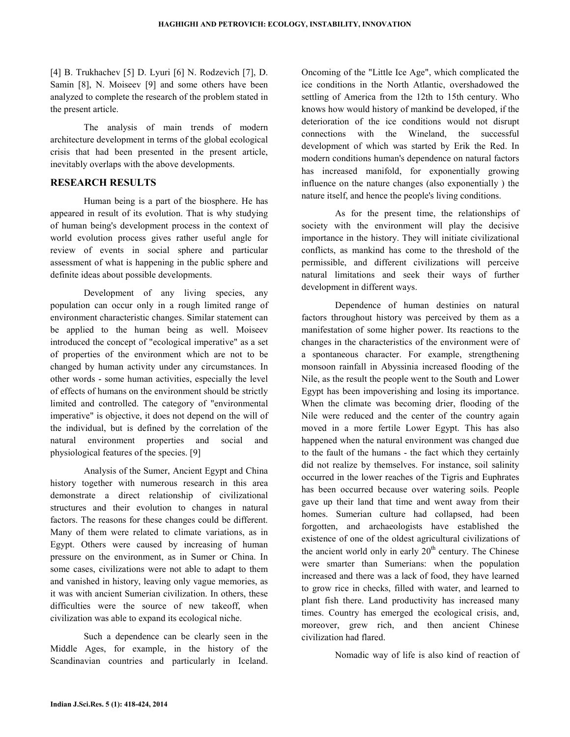[4] B. Trukhachev [5] D. Lyuri [6] N. Rodzevich [7], D. Samin [8], N. Moiseev [9] and some others have been analyzed to complete the research of the problem stated in the present article.

The analysis of main trends of modern architecture development in terms of the global ecological crisis that had been presented in the present article, inevitably overlaps with the above developments.

## RESEARCH RESULTS

Human being is a part of the biosphere. He has appeared in result of its evolution. That is why studying of human being's development process in the context of world evolution process gives rather useful angle for review of events in social sphere and particular assessment of what is happening in the public sphere and definite ideas about possible developments.

Development of any living species, any population can occur only in a rough limited range of environment characteristic changes. Similar statement can be applied to the human being as well. Moiseev introduced the concept of "ecological imperative" as a set of properties of the environment which are not to be changed by human activity under any circumstances. In other words - some human activities, especially the level of effects of humans on the environment should be strictly limited and controlled. The category of "environmental imperative" is objective, it does not depend on the will of the individual, but is defined by the correlation of the natural environment properties and social and physiological features of the species. [9]

Analysis of the Sumer, Ancient Egypt and China history together with numerous research in this area demonstrate a direct relationship of civilizational structures and their evolution to changes in natural factors. The reasons for these changes could be different. Many of them were related to climate variations, as in Egypt. Others were caused by increasing of human pressure on the environment, as in Sumer or China. In some cases, civilizations were not able to adapt to them and vanished in history, leaving only vague memories, as it was with ancient Sumerian civilization. In others, these difficulties were the source of new takeoff, when civilization was able to expand its ecological niche.

Such a dependence can be clearly seen in the Middle Ages, for example, in the history of the Scandinavian countries and particularly in Iceland. Oncoming of the "Little Ice Age", which complicated the ice conditions in the North Atlantic, overshadowed the settling of America from the 12th to 15th century. Who knows how would history of mankind be developed, if the deterioration of the ice conditions would not disrupt connections with the Wineland, the successful development of which was started by Erik the Red. In modern conditions human's dependence on natural factors has increased manifold, for exponentially growing influence on the nature changes (also exponentially ) the nature itself, and hence the people's living conditions.

As for the present time, the relationships of society with the environment will play the decisive importance in the history. They will initiate civilizational conflicts, as mankind has come to the threshold of the permissible, and different civilizations will perceive natural limitations and seek their ways of further development in different ways.

Dependence of human destinies on natural factors throughout history was perceived by them as a manifestation of some higher power. Its reactions to the changes in the characteristics of the environment were of a spontaneous character. For example, strengthening monsoon rainfall in Abyssinia increased flooding of the Nile, as the result the people went to the South and Lower Egypt has been impoverishing and losing its importance. When the climate was becoming drier, flooding of the Nile were reduced and the center of the country again moved in a more fertile Lower Egypt. This has also happened when the natural environment was changed due to the fault of the humans - the fact which they certainly did not realize by themselves. For instance, soil salinity occurred in the lower reaches of the Tigris and Euphrates has been occurred because over watering soils. People gave up their land that time and went away from their homes. Sumerian culture had collapsed, had been forgotten, and archaeologists have established the existence of one of the oldest agricultural civilizations of the ancient world only in early 20th century. The Chinese were smarter than Sumerians: when the population increased and there was a lack of food, they have learned to grow rice in checks, filled with water, and learned to plant fish there. Land productivity has increased many times. Country has emerged the ecological crisis, and, moreover, grew rich, and then ancient Chinese civilization had flared.

Nomadic way of life is also kind of reaction of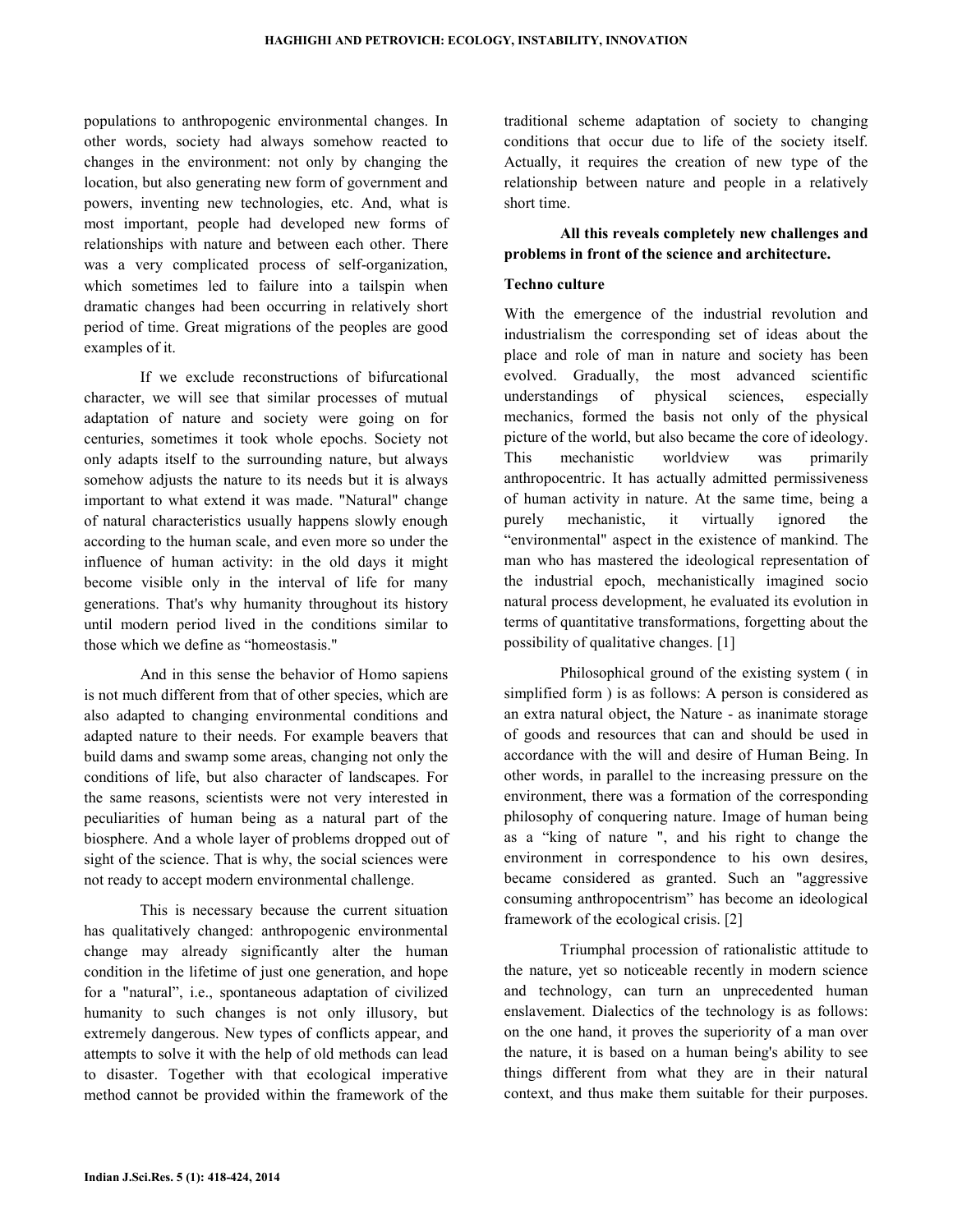populations to anthropogenic environmental changes. In other words, society had always somehow reacted to changes in the environment: not only by changing the location, but also generating new form of government and powers, inventing new technologies, etc. And, what is most important, people had developed new forms of relationships with nature and between each other. There was a very complicated process of self-organization, which sometimes led to failure into a tailspin when dramatic changes had been occurring in relatively short period of time. Great migrations of the peoples are good examples of it.

If we exclude reconstructions of bifurcational character, we will see that similar processes of mutual adaptation of nature and society were going on for centuries, sometimes it took whole epochs. Society not only adapts itself to the surrounding nature, but always somehow adjusts the nature to its needs but it is always important to what extend it was made. "Natural" change of natural characteristics usually happens slowly enough according to the human scale, and even more so under the influence of human activity: in the old days it might become visible only in the interval of life for many generations. That's why humanity throughout its history until modern period lived in the conditions similar to those which we define as "homeostasis."

And in this sense the behavior of Homo sapiens is not much different from that of other species, which are also adapted to changing environmental conditions and adapted nature to their needs. For example beavers that build dams and swamp some areas, changing not only the conditions of life, but also character of landscapes. For the same reasons, scientists were not very interested in peculiarities of human being as a natural part of the biosphere. And a whole layer of problems dropped out of sight of the science. That is why, the social sciences were not ready to accept modern environmental challenge.

This is necessary because the current situation has qualitatively changed: anthropogenic environmental change may already significantly alter the human condition in the lifetime of just one generation, and hope for a "natural", i.e., spontaneous adaptation of civilized humanity to such changes is not only illusory, but extremely dangerous. New types of conflicts appear, and attempts to solve it with the help of old methods can lead to disaster. Together with that ecological imperative method cannot be provided within the framework of the traditional scheme adaptation of society to changing conditions that occur due to life of the society itself. Actually, it requires the creation of new type of the relationship between nature and people in a relatively short time.

**All this reveals completely new challenges and problems in front of the science and architecture.**

**Techno culture**

With the emergence of the industrial revolution and industrialism the corresponding set of ideas about the place and role of man in nature and society has been evolved. Gradually, the most advanced scientific understandings of physical sciences, especially mechanics, formed the basis not only of the physical picture of the world, but also became the core of ideology. This mechanistic worldview was primarily anthropocentric. It has actually admitted permissiveness of human activity in nature. At the same time, being a purely mechanistic, it virtually ignored the "environmental" aspect in the existence of mankind. The man who has mastered the ideological representation of the industrial epoch, mechanistically imagined socio natural process development, he evaluated its evolution in terms of quantitative transformations, forgetting about the possibility of qualitative changes. [1]

Philosophical ground of the existing system ( in simplified form ) is as follows: A person is considered as an extra natural object, the Nature - as inanimate storage of goods and resources that can and should be used in accordance with the will and desire of Human Being. In other words, in parallel to the increasing pressure on the environment, there was a formation of the corresponding philosophy of conquering nature. Image of human being as a "king of nature ", and his right to change the environment in correspondence to his own desires, became considered as granted. Such an "aggressive consuming anthropocentrism" has become an ideological framework of the ecological crisis. [2]

Triumphal procession of rationalistic attitude to the nature, yet so noticeable recently in modern science and technology, can turn an unprecedented human enslavement. Dialectics of the technology is as follows: on the one hand, it proves the superiority of a man over the nature, it is based on a human being's ability to see things different from what they are in their natural context, and thus make them suitable for their purposes.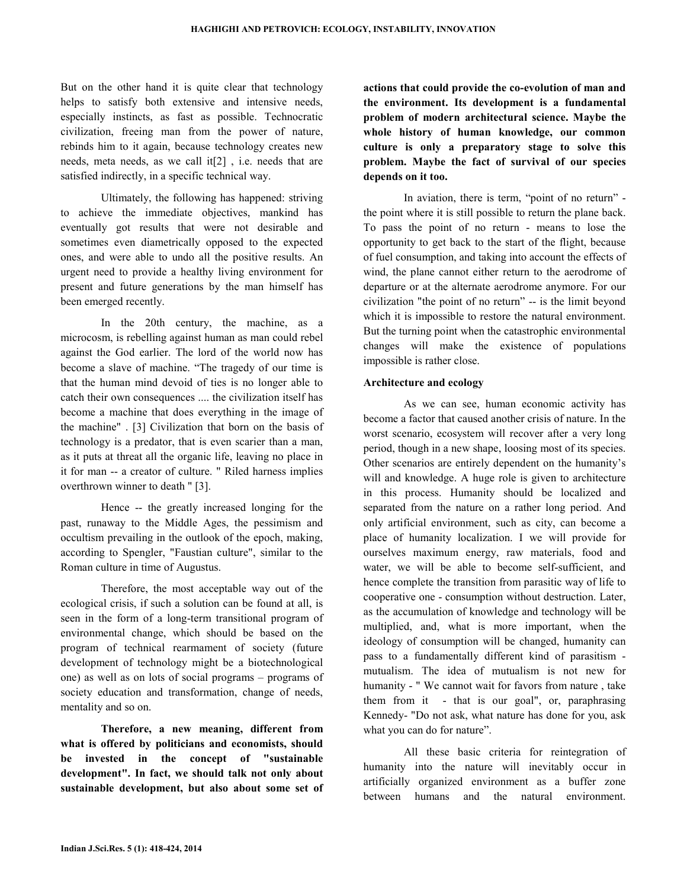But on the other hand it is quite clear that technology helps to satisfy both extensive and intensive needs, especially instincts, as fast as possible. Technocratic civilization, freeing man from the power of nature, rebinds him to it again, because technology creates new needs, meta needs, as we call it[2] , i.e. needs that are satisfied indirectly, in a specific technical way.

Ultimately, the following has happened: striving to achieve the immediate objectives, mankind has eventually got results that were not desirable and sometimes even diametrically opposed to the expected ones, and were able to undo all the positive results. An urgent need to provide a healthy living environment for present and future generations by the man himself has been emerged recently.

In the 20th century, the machine, as a microcosm, is rebelling against human as man could rebel against the God earlier. The lord of the world now has become a slave of machine. "The tragedy of our time is that the human mind devoid of ties is no longer able to catch their own consequences .... the civilization itself has become a machine that does everything in the image of the machine" . [3] Civilization that born on the basis of technology is a predator, that is even scarier than a man, as it puts at threat all the organic life, leaving no place in it for man -- a creator of culture. " Riled harness implies overthrown winner to death " [3].

Hence -- the greatly increased longing for the past, runaway to the Middle Ages, the pessimism and occultism prevailing in the outlook of the epoch, making, according to Spengler, "Faustian culture", similar to the Roman culture in time of Augustus.

Therefore, the most acceptable way out of the ecological crisis, if such a solution can be found at all, is seen in the form of a long-term transitional program of environmental change, which should be based on the program of technical rearmament of society (future development of technology might be a biotechnological one) as well as on lots of social programs – programs of society education and transformation, change of needs, mentality and so on.

**Therefore, a new meaning, different from what is offered by politicians and economists, should be invested in the concept of "sustainable development". In fact, we should talk not only about sustainable development, but also about some set of actions that could provide the co-evolution of man and the environment. Its development is a fundamental problem of modern architectural science. Maybe the whole history of human knowledge, our common culture is only a preparatory stage to solve this problem. Maybe the fact of survival of our species depends on it too.**

In aviation, there is term, "point of no return" - the point where it is still possible to return the plane back. To pass the point of no return - means to lose the opportunity to get back to the start of the flight, because of fuel consumption, and taking into account the effects of wind, the plane cannot either return to the aerodrome of departure or at the alternate aerodrome anymore. For our civilization "the point of no return" -- is the limit beyond which it is impossible to restore the natural environment. But the turning point when the catastrophic environmental changes will make the existence of populations impossible is rather close.

**Architecture and ecology**

As we can see, human economic activity has become a factor that caused another crisis of nature. In the worst scenario, ecosystem will recover after a very long period, though in a new shape, loosing most of its species. Other scenarios are entirely dependent on the humanity's will and knowledge. A huge role is given to architecture in this process. Humanity should be localized and separated from the nature on a rather long period. And only artificial environment, such as city, can become a place of humanity localization. I we will provide for ourselves maximum energy, raw materials, food and water, we will be able to become self-sufficient, and hence complete the transition from parasitic way of life to cooperative one - consumption without destruction. Later, as the accumulation of knowledge and technology will be multiplied, and, what is more important, when the ideology of consumption will be changed, humanity can pass to a fundamentally different kind of parasitism - mutualism. The idea of mutualism is not new for humanity - " We cannot wait for favors from nature , take them from it - that is our goal", or, paraphrasing Kennedy- "Do not ask, what nature has done for you, ask what you can do for nature".

All these basic criteria for reintegration of humanity into the nature will inevitably occur in artificially organized environment as a buffer zone between humans and the natural environment.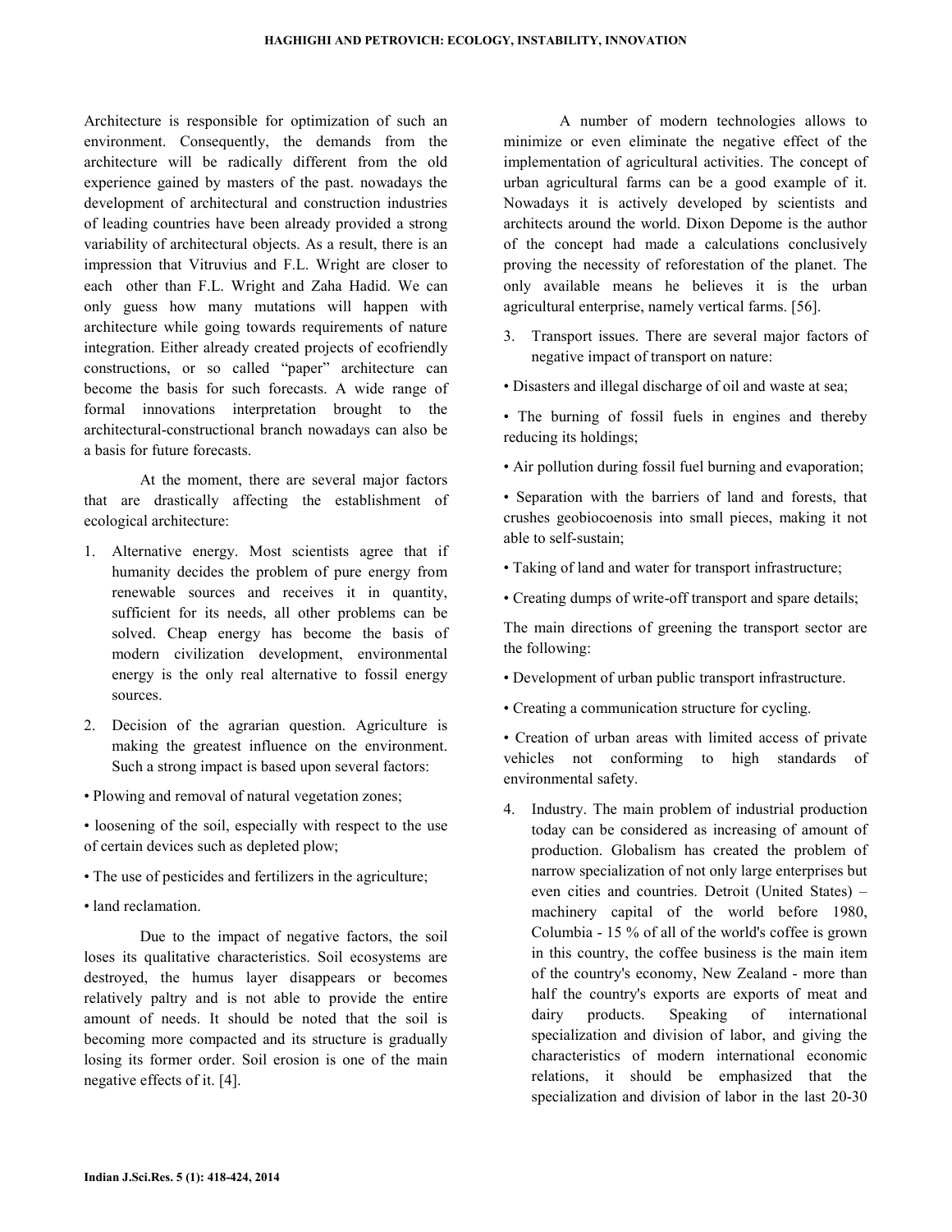Architecture is responsible for optimization of such an environment. Consequently, the demands from the architecture will be radically different from the old experience gained by masters of the past. nowadays the development of architectural and construction industries of leading countries have been already provided a strong variability of architectural objects. As a result, there is an impression that Vitruvius and F.L. Wright are closer to each other than F.L. Wright and Zaha Hadid. We can only guess how many mutations will happen with architecture while going towards requirements of nature integration. Either already created projects of ecofriendly constructions, or so called "paper" architecture can become the basis for such forecasts. A wide range of formal innovations interpretation brought to the architectural-constructional branch nowadays can also be a basis for future forecasts.

At the moment, there are several major factors that are drastically affecting the establishment of ecological architecture:

1. Alternative energy. Most scientists agree that if humanity decides the problem of pure energy from renewable sources and receives it in quantity, sufficient for its needs, all other problems can be solved. Cheap energy has become the basis of modern civilization development, environmental energy is the only real alternative to fossil energy sources.

2. Decision of the agrarian question. Agriculture is making the greatest influence on the environment. Such a strong impact is based upon several factors:

• Plowing and removal of natural vegetation zones;

• loosening of the soil, especially with respect to the use of certain devices such as depleted plow;

• The use of pesticides and fertilizers in the agriculture;

• land reclamation.

Due to the impact of negative factors, the soil loses its qualitative characteristics. Soil ecosystems are destroyed, the humus layer disappears or becomes relatively paltry and is not able to provide the entire amount of needs. It should be noted that the soil is becoming more compacted and its structure is gradually losing its former order. Soil erosion is one of the main negative effects of it. [4].

A number of modern technologies allows to minimize or even eliminate the negative effect of the implementation of agricultural activities. The concept of urban agricultural farms can be a good example of it. Nowadays it is actively developed by scientists and architects around the world. Dixon Depome is the author of the concept had made a calculations conclusively proving the necessity of reforestation of the planet. The only available means he believes it is the urban agricultural enterprise, namely vertical farms. [56].

3. Transport issues. There are several major factors of negative impact of transport on nature:

• Disasters and illegal discharge of oil and waste at sea;

• The burning of fossil fuels in engines and thereby reducing its holdings;

• Air pollution during fossil fuel burning and evaporation;

• Separation with the barriers of land and forests, that crushes geobiocoenosis into small pieces, making it not able to self-sustain;

• Taking of land and water for transport infrastructure;

• Creating dumps of write-off transport and spare details;

The main directions of greening the transport sector are the following:

• Development of urban public transport infrastructure.

• Creating a communication structure for cycling.

• Creation of urban areas with limited access of private vehicles not conforming to high standards of environmental safety.

4. Industry. The main problem of industrial production today can be considered as increasing of amount of production. Globalism has created the problem of narrow specialization of not only large enterprises but even cities and countries. Detroit (United States) – machinery capital of the world before 1980, Columbia - 15 % of all of the world's coffee is grown in this country, the coffee business is the main item of the country's economy, New Zealand - more than half the country's exports are exports of meat and dairy products. Speaking of international specialization and division of labor, and giving the characteristics of modern international economic relations, it should be emphasized that the specialization and division of labor in the last 20-30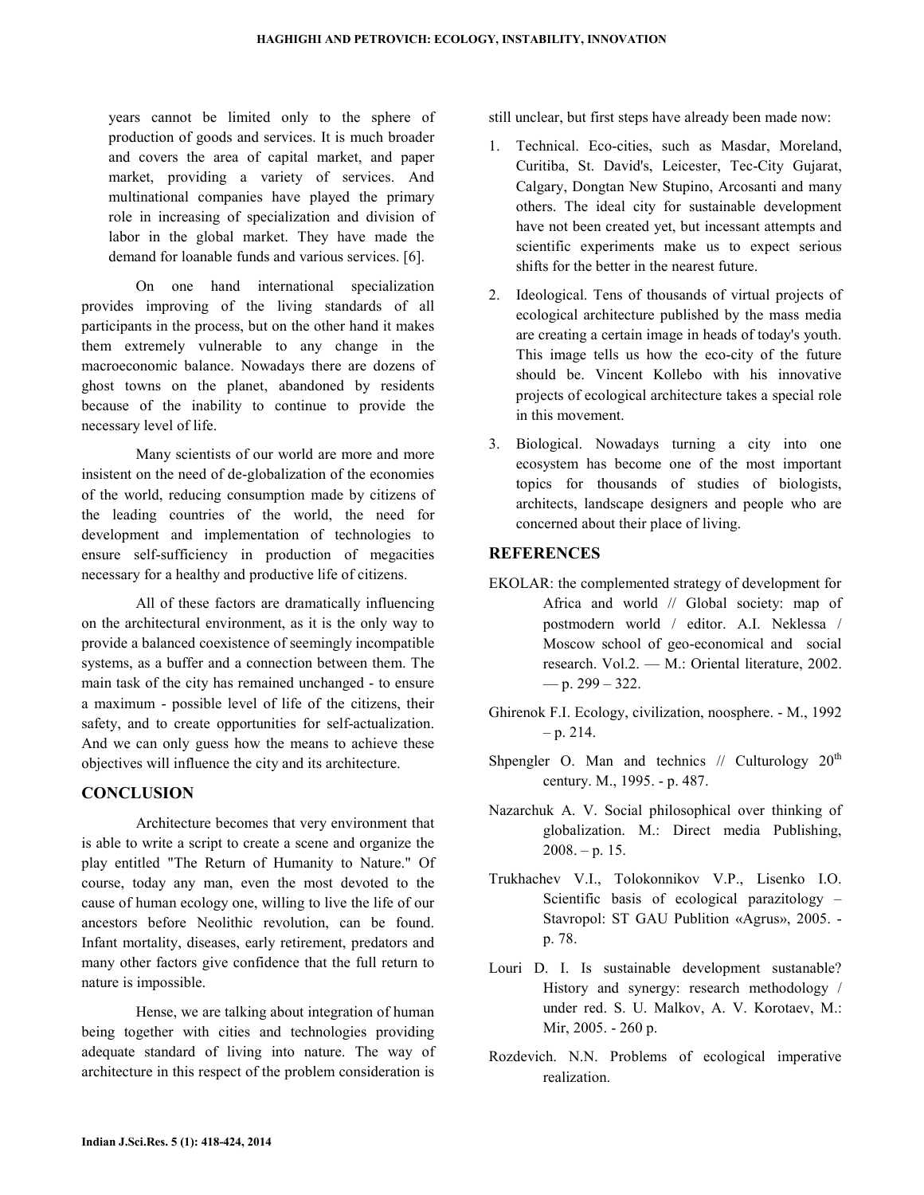years cannot be limited only to the sphere of production of goods and services. It is much broader and covers the area of capital market, and paper market, providing a variety of services. And multinational companies have played the primary role in increasing of specialization and division of labor in the global market. They have made the demand for loanable funds and various services. [6].

On one hand international specialization provides improving of the living standards of all participants in the process, but on the other hand it makes them extremely vulnerable to any change in the macroeconomic balance. Nowadays there are dozens of ghost towns on the planet, abandoned by residents because of the inability to continue to provide the necessary level of life.

Many scientists of our world are more and more insistent on the need of de-globalization of the economies of the world, reducing consumption made by citizens of the leading countries of the world, the need for development and implementation of technologies to ensure self-sufficiency in production of megacities necessary for a healthy and productive life of citizens.

All of these factors are dramatically influencing on the architectural environment, as it is the only way to provide a balanced coexistence of seemingly incompatible systems, as a buffer and a connection between them. The main task of the city has remained unchanged - to ensure a maximum - possible level of life of the citizens, their safety, and to create opportunities for self-actualization. And we can only guess how the means to achieve these objectives will influence the city and its architecture.

## CONCLUSION

Architecture becomes that very environment that is able to write a script to create a scene and organize the play entitled "The Return of Humanity to Nature." Of course, today any man, even the most devoted to the cause of human ecology one, willing to live the life of our ancestors before Neolithic revolution, can be found. Infant mortality, diseases, early retirement, predators and many other factors give confidence that the full return to nature is impossible.

Hense, we are talking about integration of human being together with cities and technologies providing adequate standard of living into nature. The way of architecture in this respect of the problem consideration is still unclear, but first steps have already been made now:

1. Technical. Eco-cities, such as Masdar, Moreland, Curitiba, St. David's, Leicester, Tec-City Gujarat, Calgary, Dongtan New Stupino, Arcosanti and many others. The ideal city for sustainable development have not been created yet, but incessant attempts and scientific experiments make us to expect serious shifts for the better in the nearest future.
2. Ideological. Tens of thousands of virtual projects of ecological architecture published by the mass media are creating a certain image in heads of today's youth. This image tells us how the eco-city of the future should be. Vincent Kollebo with his innovative projects of ecological architecture takes a special role in this movement.
3. Biological. Nowadays turning a city into one ecosystem has become one of the most important topics for thousands of studies of biologists, architects, landscape designers and people who are concerned about their place of living.

## REFERENCES

EKOLAR: the complemented strategy of development for Africa and world // Global society: map of postmodern world / editor. A.I. Neklessa / Moscow school of geo-economical and social research. Vol.2. — M.: Oriental literature, 2002. — p. 299 – 322.

Ghirenok F.I. Ecology, civilization, noosphere. - M., 1992 – p. 214.

Shpengler O. Man and technics // Culturology 20th century. M., 1995. - p. 487.

Nazarchuk A. V. Social philosophical over thinking of globalization. M.: Direct media Publishing, 2008. – p. 15.

Trukhachev V.I., Tolokonnikov V.P., Lisenko I.O. Scientific basis of ecological parazitology – Stavropol: ST GAU Publition «Agrus», 2005. - p. 78.

Louri D. I. Is sustainable development sustanable? History and synergy: research methodology / under red. S. U. Malkov, A. V. Korotaev, M.: Mir, 2005. - 260 p.

Rozdevich. N.N. Problems of ecological imperative realization.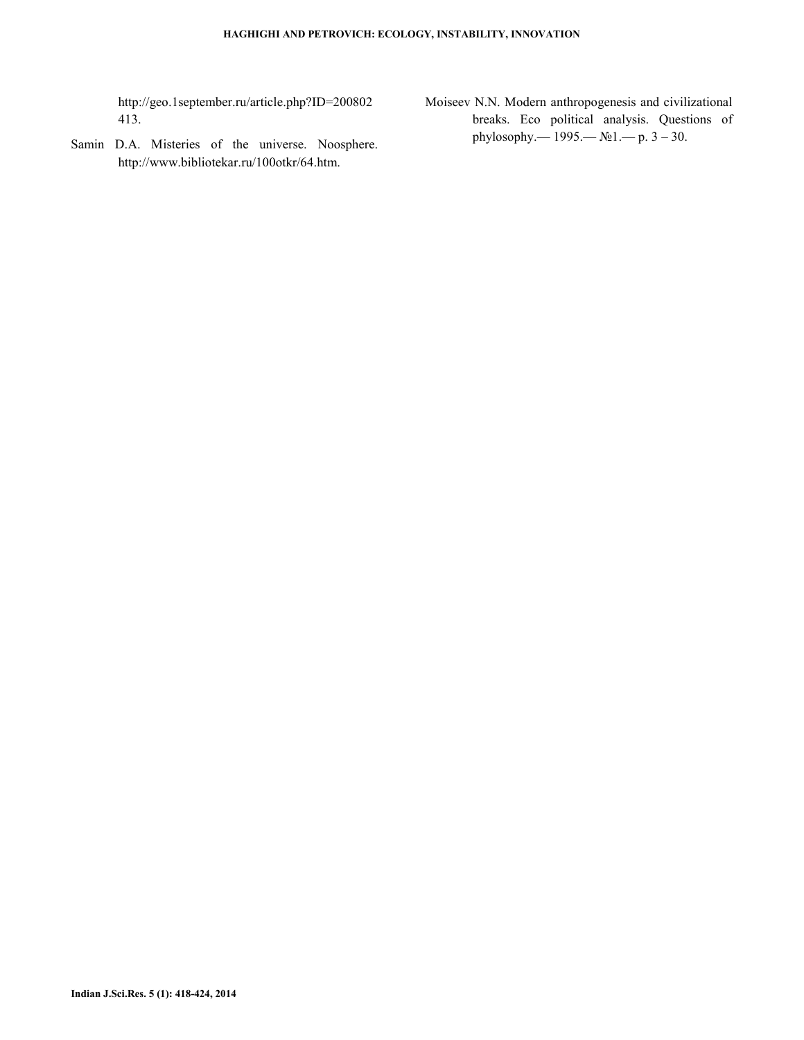http://geo.1september.ru/article.php?ID=200802413.

Samin D.A. Misteries of the universe. Noosphere. http://www.bibliotekar.ru/100otkr/64.htm.

Moiseev N.N. Modern anthropogenesis and civilizational breaks. Eco political analysis. Questions of phylosophy.— 1995.— №1.— p. 3 – 30.